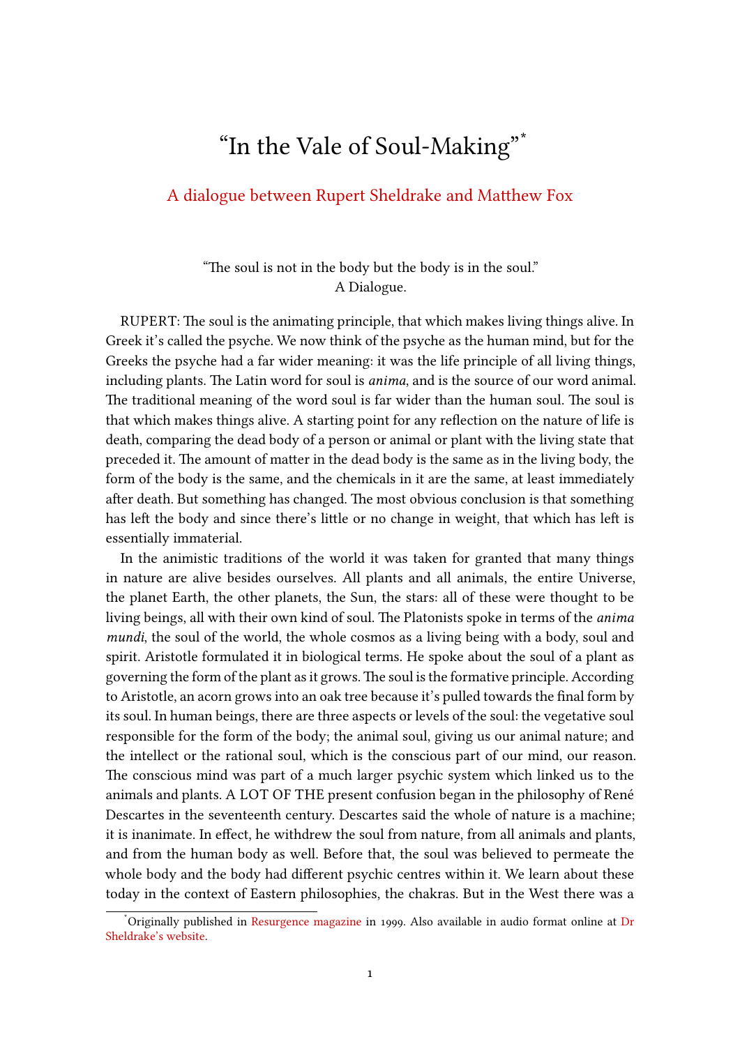# "In the Vale of Soul-Making"[*]

## A dialogue between Rupert Sheldrake and Matthew Fox

"The soul is not in the body but the body is in the soul."
A Dialogue.

RUPERT: The soul is the animating principle, that which makes living things alive. In Greek it's called the psyche. We now think of the psyche as the human mind, but for the Greeks the psyche had a far wider meaning: it was the life principle of all living things, including plants. The Latin word for soul is *anima*, and is the source of our word animal. The traditional meaning of the word soul is far wider than the human soul. The soul is that which makes things alive. A starting point for any reflection on the nature of life is death, comparing the dead body of a person or animal or plant with the living state that preceded it. The amount of matter in the dead body is the same as in the living body, the form of the body is the same, and the chemicals in it are the same, at least immediately after death. But something has changed. The most obvious conclusion is that something has left the body and since there's little or no change in weight, that which has left is essentially immaterial.

In the animistic traditions of the world it was taken for granted that many things in nature are alive besides ourselves. All plants and all animals, the entire Universe, the planet Earth, the other planets, the Sun, the stars: all of these were thought to be living beings, all with their own kind of soul. The Platonists spoke in terms of the *anima mundi*, the soul of the world, the whole cosmos as a living being with a body, soul and spirit. Aristotle formulated it in biological terms. He spoke about the soul of a plant as governing the form of the plant as it grows. The soul is the formative principle. According to Aristotle, an acorn grows into an oak tree because it's pulled towards the final form by its soul. In human beings, there are three aspects or levels of the soul: the vegetative soul responsible for the form of the body; the animal soul, giving us our animal nature; and the intellect or the rational soul, which is the conscious part of our mind, our reason. The conscious mind was part of a much larger psychic system which linked us to the animals and plants. A LOT OF THE present confusion began in the philosophy of René Descartes in the seventeenth century. Descartes said the whole of nature is a machine; it is inanimate. In effect, he withdrew the soul from nature, from all animals and plants, and from the human body as well. Before that, the soul was believed to permeate the whole body and the body had different psychic centres within it. We learn about these today in the context of Eastern philosophies, the chakras. But in the West there was a

[*] Originally published in Resurgence magazine in 1999. Also available in audio format online at Dr Sheldrake's website.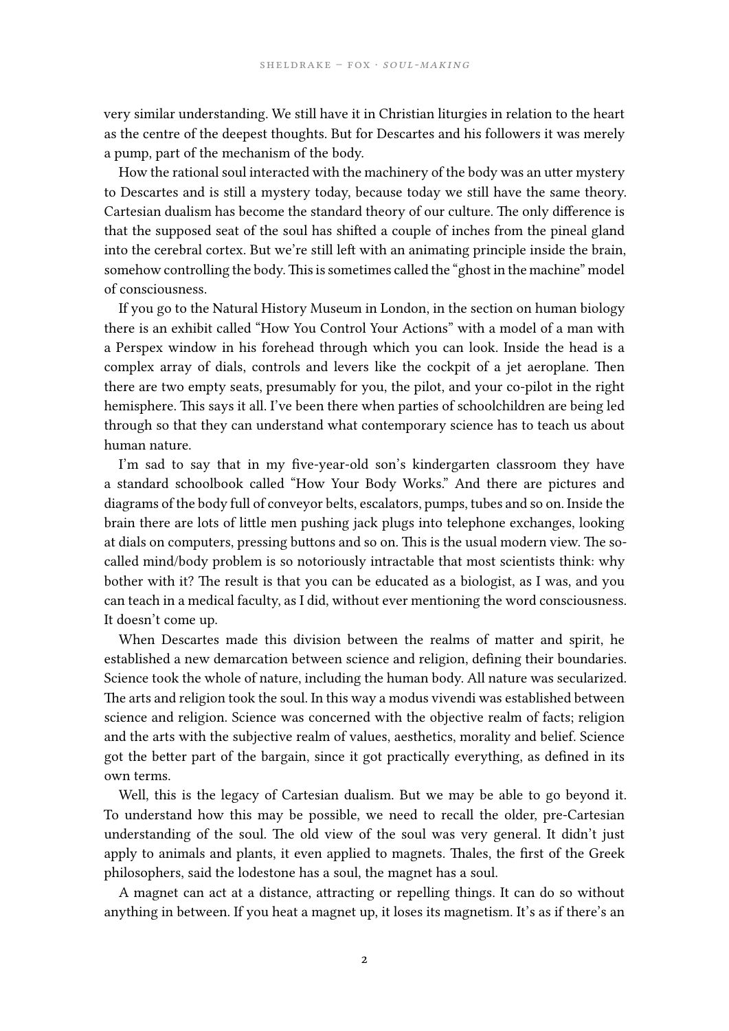very similar understanding. We still have it in Christian liturgies in relation to the heart as the centre of the deepest thoughts. But for Descartes and his followers it was merely a pump, part of the mechanism of the body.

How the rational soul interacted with the machinery of the body was an utter mystery to Descartes and is still a mystery today, because today we still have the same theory. Cartesian dualism has become the standard theory of our culture. The only difference is that the supposed seat of the soul has shifted a couple of inches from the pineal gland into the cerebral cortex. But we're still left with an animating principle inside the brain, somehow controlling the body. This is sometimes called the "ghost in the machine" model of consciousness.

If you go to the Natural History Museum in London, in the section on human biology there is an exhibit called "How You Control Your Actions" with a model of a man with a Perspex window in his forehead through which you can look. Inside the head is a complex array of dials, controls and levers like the cockpit of a jet aeroplane. Then there are two empty seats, presumably for you, the pilot, and your co-pilot in the right hemisphere. This says it all. I've been there when parties of schoolchildren are being led through so that they can understand what contemporary science has to teach us about human nature.

I'm sad to say that in my five-year-old son's kindergarten classroom they have a standard schoolbook called "How Your Body Works." And there are pictures and diagrams of the body full of conveyor belts, escalators, pumps, tubes and so on. Inside the brain there are lots of little men pushing jack plugs into telephone exchanges, looking at dials on computers, pressing buttons and so on. This is the usual modern view. The so-called mind/body problem is so notoriously intractable that most scientists think: why bother with it? The result is that you can be educated as a biologist, as I was, and you can teach in a medical faculty, as I did, without ever mentioning the word consciousness. It doesn't come up.

When Descartes made this division between the realms of matter and spirit, he established a new demarcation between science and religion, defining their boundaries. Science took the whole of nature, including the human body. All nature was secularized. The arts and religion took the soul. In this way a modus vivendi was established between science and religion. Science was concerned with the objective realm of facts; religion and the arts with the subjective realm of values, aesthetics, morality and belief. Science got the better part of the bargain, since it got practically everything, as defined in its own terms.

Well, this is the legacy of Cartesian dualism. But we may be able to go beyond it. To understand how this may be possible, we need to recall the older, pre-Cartesian understanding of the soul. The old view of the soul was very general. It didn't just apply to animals and plants, it even applied to magnets. Thales, the first of the Greek philosophers, said the lodestone has a soul, the magnet has a soul.

A magnet can act at a distance, attracting or repelling things. It can do so without anything in between. If you heat a magnet up, it loses its magnetism. It's as if there's an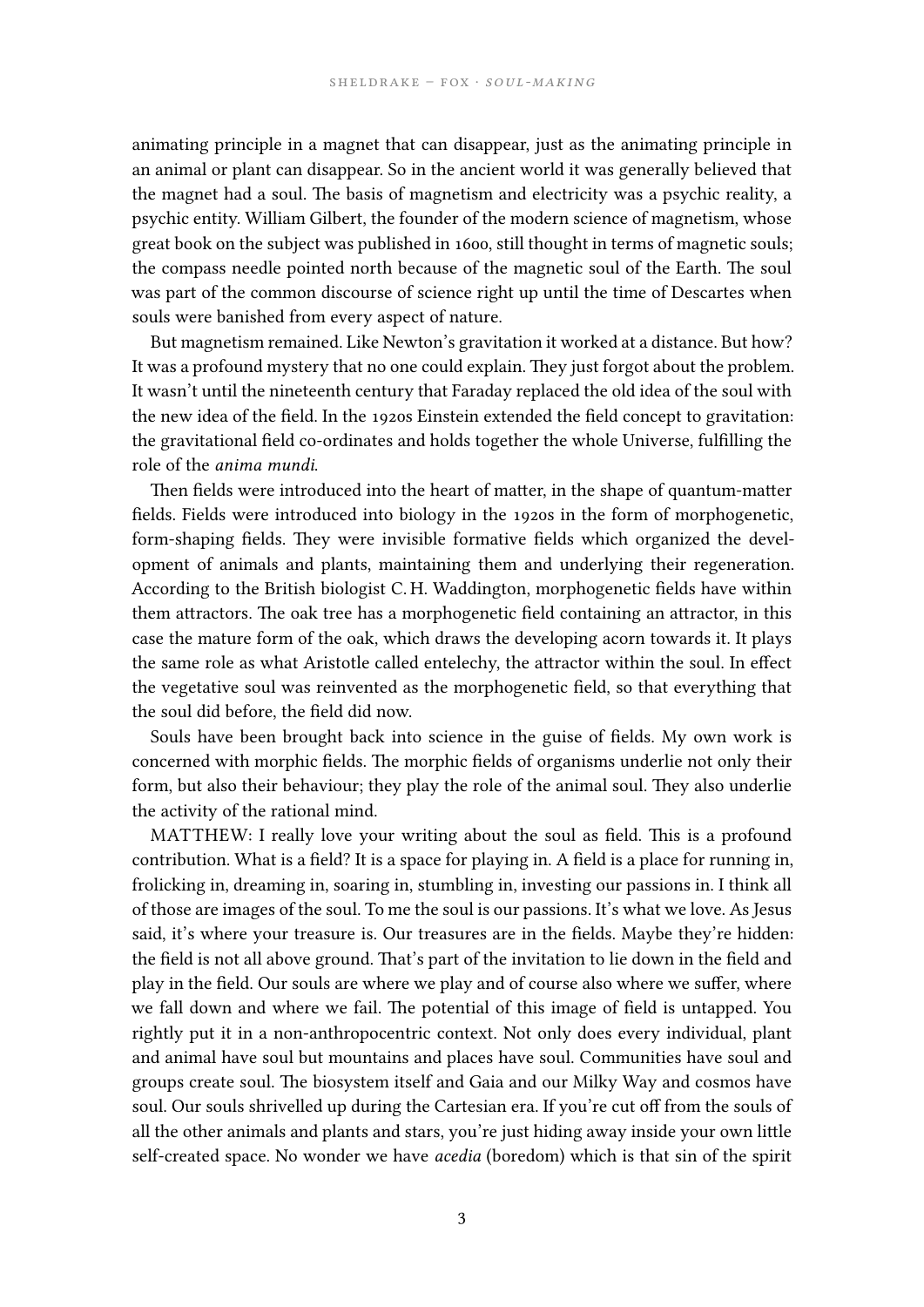animating principle in a magnet that can disappear, just as the animating principle in an animal or plant can disappear. So in the ancient world it was generally believed that the magnet had a soul. The basis of magnetism and electricity was a psychic reality, a psychic entity. William Gilbert, the founder of the modern science of magnetism, whose great book on the subject was published in 1600, still thought in terms of magnetic souls; the compass needle pointed north because of the magnetic soul of the Earth. The soul was part of the common discourse of science right up until the time of Descartes when souls were banished from every aspect of nature.

But magnetism remained. Like Newton's gravitation it worked at a distance. But how? It was a profound mystery that no one could explain. They just forgot about the problem. It wasn't until the nineteenth century that Faraday replaced the old idea of the soul with the new idea of the field. In the 1920s Einstein extended the field concept to gravitation: the gravitational field co-ordinates and holds together the whole Universe, fulfilling the role of the *anima mundi*.

Then fields were introduced into the heart of matter, in the shape of quantum-matter fields. Fields were introduced into biology in the 1920s in the form of morphogenetic, form-shaping fields. They were invisible formative fields which organized the development of animals and plants, maintaining them and underlying their regeneration. According to the British biologist C. H. Waddington, morphogenetic fields have within them attractors. The oak tree has a morphogenetic field containing an attractor, in this case the mature form of the oak, which draws the developing acorn towards it. It plays the same role as what Aristotle called entelechy, the attractor within the soul. In effect the vegetative soul was reinvented as the morphogenetic field, so that everything that the soul did before, the field did now.

Souls have been brought back into science in the guise of fields. My own work is concerned with morphic fields. The morphic fields of organisms underlie not only their form, but also their behaviour; they play the role of the animal soul. They also underlie the activity of the rational mind.

MATTHEW: I really love your writing about the soul as field. This is a profound contribution. What is a field? It is a space for playing in. A field is a place for running in, frolicking in, dreaming in, soaring in, stumbling in, investing our passions in. I think all of those are images of the soul. To me the soul is our passions. It's what we love. As Jesus said, it's where your treasure is. Our treasures are in the fields. Maybe they're hidden: the field is not all above ground. That's part of the invitation to lie down in the field and play in the field. Our souls are where we play and of course also where we suffer, where we fall down and where we fail. The potential of this image of field is untapped. You rightly put it in a non-anthropocentric context. Not only does every individual, plant and animal have soul but mountains and places have soul. Communities have soul and groups create soul. The biosystem itself and Gaia and our Milky Way and cosmos have soul. Our souls shrivelled up during the Cartesian era. If you're cut off from the souls of all the other animals and plants and stars, you're just hiding away inside your own little self-created space. No wonder we have *acedia* (boredom) which is that sin of the spirit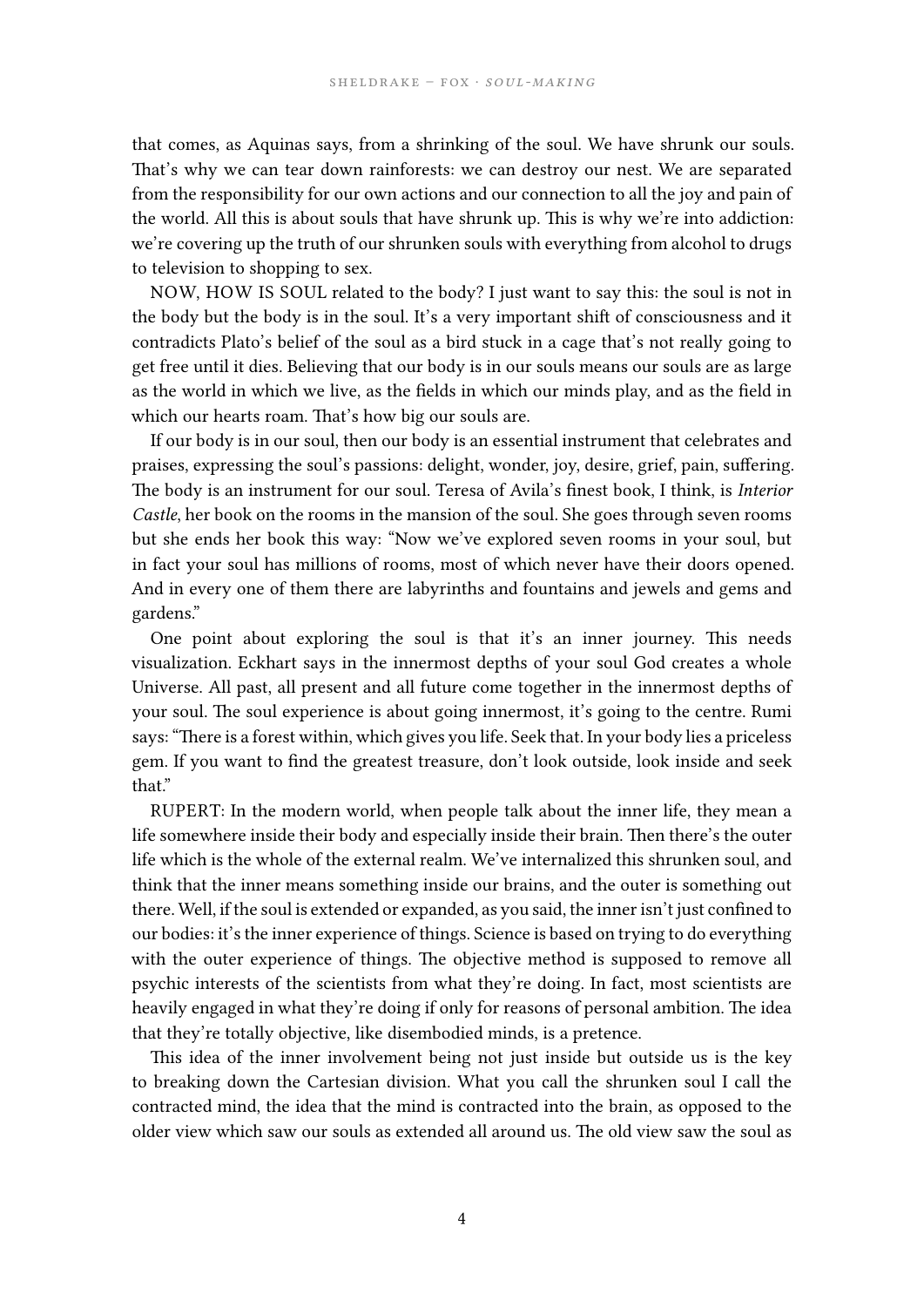that comes, as Aquinas says, from a shrinking of the soul. We have shrunk our souls. That's why we can tear down rainforests: we can destroy our nest. We are separated from the responsibility for our own actions and our connection to all the joy and pain of the world. All this is about souls that have shrunk up. This is why we're into addiction: we're covering up the truth of our shrunken souls with everything from alcohol to drugs to television to shopping to sex.

NOW, HOW IS SOUL related to the body? I just want to say this: the soul is not in the body but the body is in the soul. It's a very important shift of consciousness and it contradicts Plato's belief of the soul as a bird stuck in a cage that's not really going to get free until it dies. Believing that our body is in our souls means our souls are as large as the world in which we live, as the fields in which our minds play, and as the field in which our hearts roam. That's how big our souls are.

If our body is in our soul, then our body is an essential instrument that celebrates and praises, expressing the soul's passions: delight, wonder, joy, desire, grief, pain, suffering. The body is an instrument for our soul. Teresa of Avila's finest book, I think, is *Interior Castle*, her book on the rooms in the mansion of the soul. She goes through seven rooms but she ends her book this way: "Now we've explored seven rooms in your soul, but in fact your soul has millions of rooms, most of which never have their doors opened. And in every one of them there are labyrinths and fountains and jewels and gems and gardens."

One point about exploring the soul is that it's an inner journey. This needs visualization. Eckhart says in the innermost depths of your soul God creates a whole Universe. All past, all present and all future come together in the innermost depths of your soul. The soul experience is about going innermost, it's going to the centre. Rumi says: "There is a forest within, which gives you life. Seek that. In your body lies a priceless gem. If you want to find the greatest treasure, don't look outside, look inside and seek that."

RUPERT: In the modern world, when people talk about the inner life, they mean a life somewhere inside their body and especially inside their brain. Then there's the outer life which is the whole of the external realm. We've internalized this shrunken soul, and think that the inner means something inside our brains, and the outer is something out there. Well, if the soul is extended or expanded, as you said, the inner isn't just confined to our bodies: it's the inner experience of things. Science is based on trying to do everything with the outer experience of things. The objective method is supposed to remove all psychic interests of the scientists from what they're doing. In fact, most scientists are heavily engaged in what they're doing if only for reasons of personal ambition. The idea that they're totally objective, like disembodied minds, is a pretence.

This idea of the inner involvement being not just inside but outside us is the key to breaking down the Cartesian division. What you call the shrunken soul I call the contracted mind, the idea that the mind is contracted into the brain, as opposed to the older view which saw our souls as extended all around us. The old view saw the soul as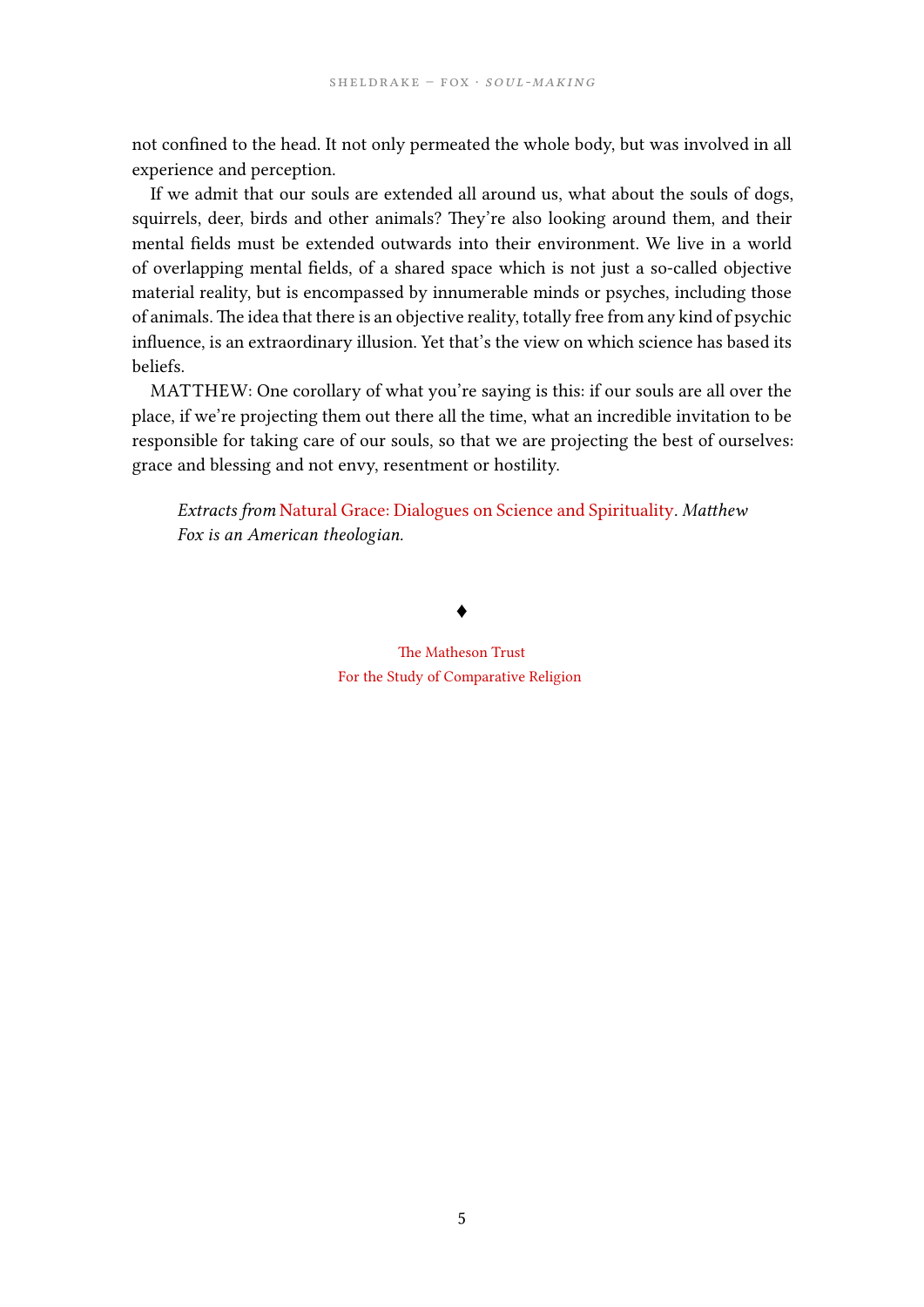not confined to the head. It not only permeated the whole body, but was involved in all experience and perception.

If we admit that our souls are extended all around us, what about the souls of dogs, squirrels, deer, birds and other animals? They're also looking around them, and their mental fields must be extended outwards into their environment. We live in a world of overlapping mental fields, of a shared space which is not just a so-called objective material reality, but is encompassed by innumerable minds or psyches, including those of animals. The idea that there is an objective reality, totally free from any kind of psychic influence, is an extraordinary illusion. Yet that's the view on which science has based its beliefs.

MATTHEW: One corollary of what you're saying is this: if our souls are all over the place, if we're projecting them out there all the time, what an incredible invitation to be responsible for taking care of our souls, so that we are projecting the best of ourselves: grace and blessing and not envy, resentment or hostility.

> *Extracts from* Natural Grace: Dialogues on Science and Spirituality. *Matthew Fox is an American theologian.*

♦

The Matheson Trust
For the Study of Comparative Religion